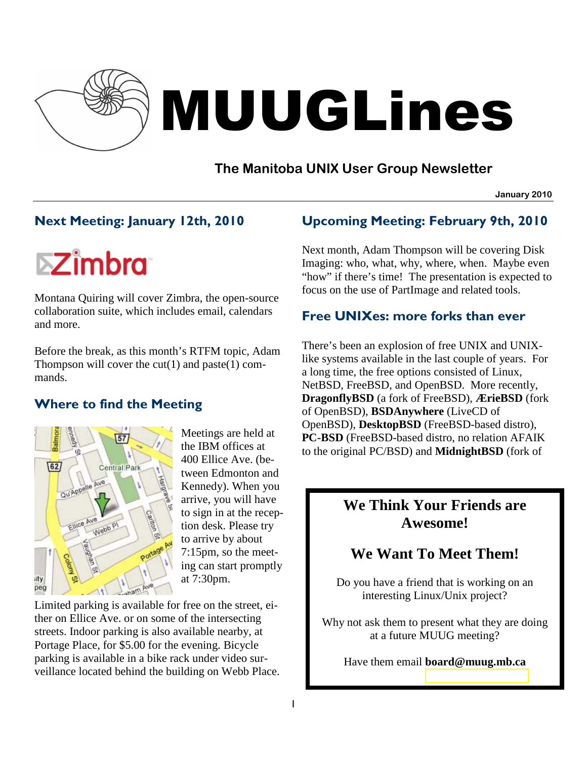// MUUGLines

## The Manitoba UNIX User Group Newsletter

January 2010

## Next Meeting: January 12th, 2010

Zimbra

Montana Quiring will cover Zimbra, the open-source collaboration suite, which includes email, calendars and more.

Before the break, as this month's RTFM topic, Adam Thompson will cover the cut(1) and paste(1) commands.

## Where to find the Meeting

Meetings are held at the IBM offices at 400 Ellice Ave. (between Edmonton and Kennedy). When you arrive, you will have to sign in at the reception desk. Please try to arrive by about 7:15pm, so the meeting can start promptly at 7:30pm.

Limited parking is available for free on the street, either on Ellice Ave. or on some of the intersecting streets. Indoor parking is also available nearby, at Portage Place, for $5.00 for the evening. Bicycle parking is available in a bike rack under video surveillance located behind the building on Webb Place.

## Upcoming Meeting: February 9th, 2010

Next month, Adam Thompson will be covering Disk Imaging: who, what, why, where, when. Maybe even "how" if there's time! The presentation is expected to focus on the use of PartImage and related tools.

## Free UNIXes: more forks than ever

There's been an explosion of free UNIX and UNIX-like systems available in the last couple of years. For a long time, the free options consisted of Linux, NetBSD, FreeBSD, and OpenBSD. More recently, **DragonflyBSD** (a fork of FreeBSD), **ÆrieBSD** (fork of OpenBSD), **BSDAnywhere** (LiveCD of OpenBSD), **DesktopBSD** (FreeBSD-based distro), **PC-BSD** (FreeBSD-based distro, no relation AFAIK to the original PC/BSD) and **MidnightBSD** (fork of

**We Think Your Friends are Awesome!**

**We Want To Meet Them!**

Do you have a friend that is working on an interesting Linux/Unix project?

Why not ask them to present what they are doing at a future MUUG meeting?

Have them email **board@muug.mb.ca**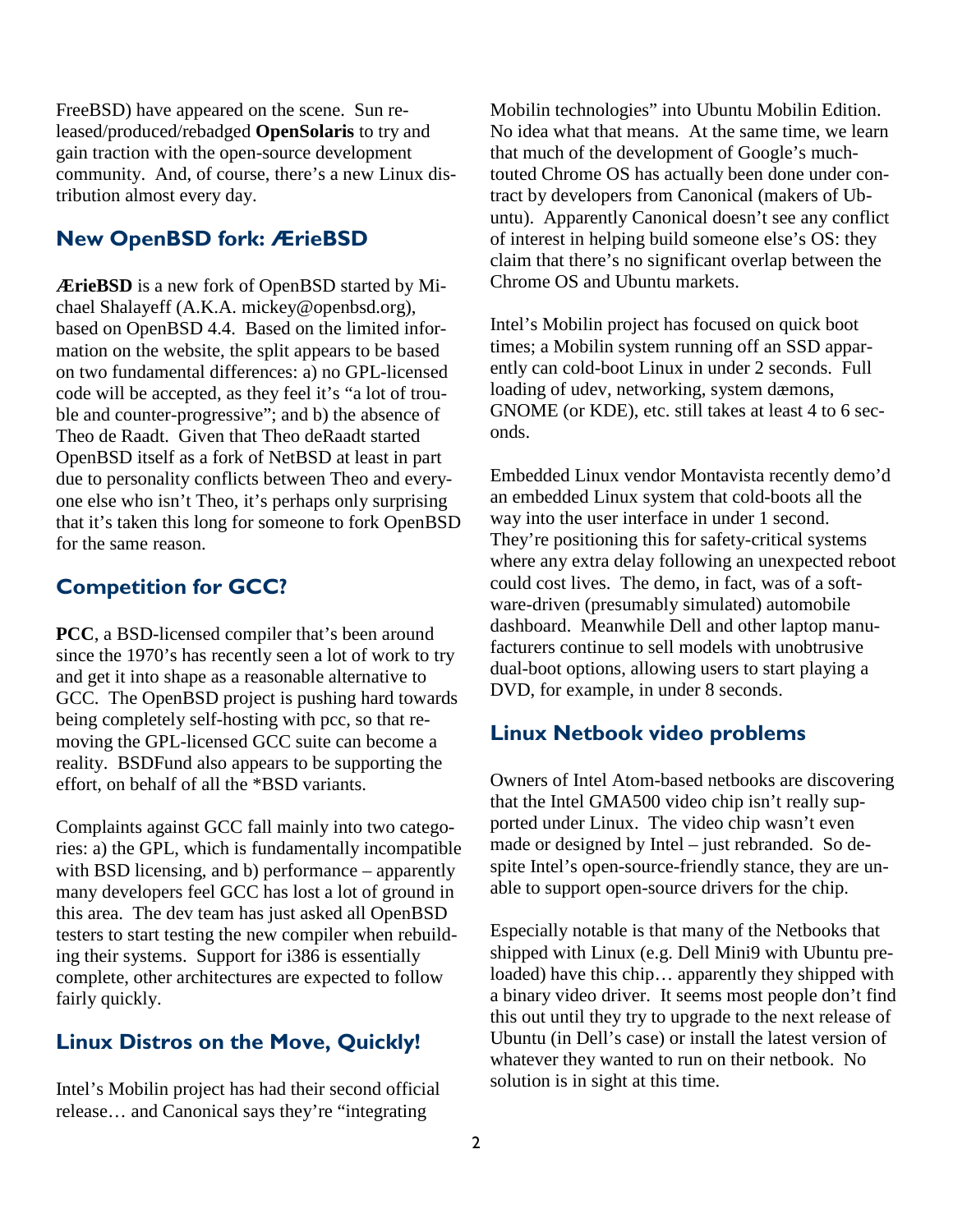FreeBSD) have appeared on the scene. Sun released/produced/rebadged **OpenSolaris** to try and gain traction with the open-source development community. And, of course, there's a new Linux distribution almost every day.

## New OpenBSD fork: ÆrieBSD

**ÆrieBSD** is a new fork of OpenBSD started by Michael Shalayeff (A.K.A. mickey@openbsd.org), based on OpenBSD 4.4. Based on the limited information on the website, the split appears to be based on two fundamental differences: a) no GPL-licensed code will be accepted, as they feel it's "a lot of trouble and counter-progressive"; and b) the absence of Theo de Raadt. Given that Theo deRaadt started OpenBSD itself as a fork of NetBSD at least in part due to personality conflicts between Theo and everyone else who isn't Theo, it's perhaps only surprising that it's taken this long for someone to fork OpenBSD for the same reason.

## Competition for GCC?

**PCC**, a BSD-licensed compiler that's been around since the 1970's has recently seen a lot of work to try and get it into shape as a reasonable alternative to GCC. The OpenBSD project is pushing hard towards being completely self-hosting with pcc, so that removing the GPL-licensed GCC suite can become a reality. BSDFund also appears to be supporting the effort, on behalf of all the *BSD variants.

Complaints against GCC fall mainly into two categories: a) the GPL, which is fundamentally incompatible with BSD licensing, and b) performance – apparently many developers feel GCC has lost a lot of ground in this area. The dev team has just asked all OpenBSD testers to start testing the new compiler when rebuilding their systems. Support for i386 is essentially complete, other architectures are expected to follow fairly quickly.

## Linux Distros on the Move, Quickly!

Intel's Mobilin project has had their second official release… and Canonical says they're "integrating Mobilin technologies" into Ubuntu Mobilin Edition. No idea what that means. At the same time, we learn that much of the development of Google's much-touted Chrome OS has actually been done under contract by developers from Canonical (makers of Ubuntu). Apparently Canonical doesn't see any conflict of interest in helping build someone else's OS: they claim that there's no significant overlap between the Chrome OS and Ubuntu markets.

Intel's Mobilin project has focused on quick boot times; a Mobilin system running off an SSD apparently can cold-boot Linux in under 2 seconds. Full loading of udev, networking, system dæmons, GNOME (or KDE), etc. still takes at least 4 to 6 seconds.

Embedded Linux vendor Montavista recently demo'd an embedded Linux system that cold-boots all the way into the user interface in under 1 second. They're positioning this for safety-critical systems where any extra delay following an unexpected reboot could cost lives. The demo, in fact, was of a software-driven (presumably simulated) automobile dashboard. Meanwhile Dell and other laptop manufacturers continue to sell models with unobtrusive dual-boot options, allowing users to start playing a DVD, for example, in under 8 seconds.

## Linux Netbook video problems

Owners of Intel Atom-based netbooks are discovering that the Intel GMA500 video chip isn't really supported under Linux. The video chip wasn't even made or designed by Intel – just rebranded. So despite Intel's open-source-friendly stance, they are unable to support open-source drivers for the chip.

Especially notable is that many of the Netbooks that shipped with Linux (e.g. Dell Mini9 with Ubuntu preloaded) have this chip… apparently they shipped with a binary video driver. It seems most people don't find this out until they try to upgrade to the next release of Ubuntu (in Dell's case) or install the latest version of whatever they wanted to run on their netbook. No solution is in sight at this time.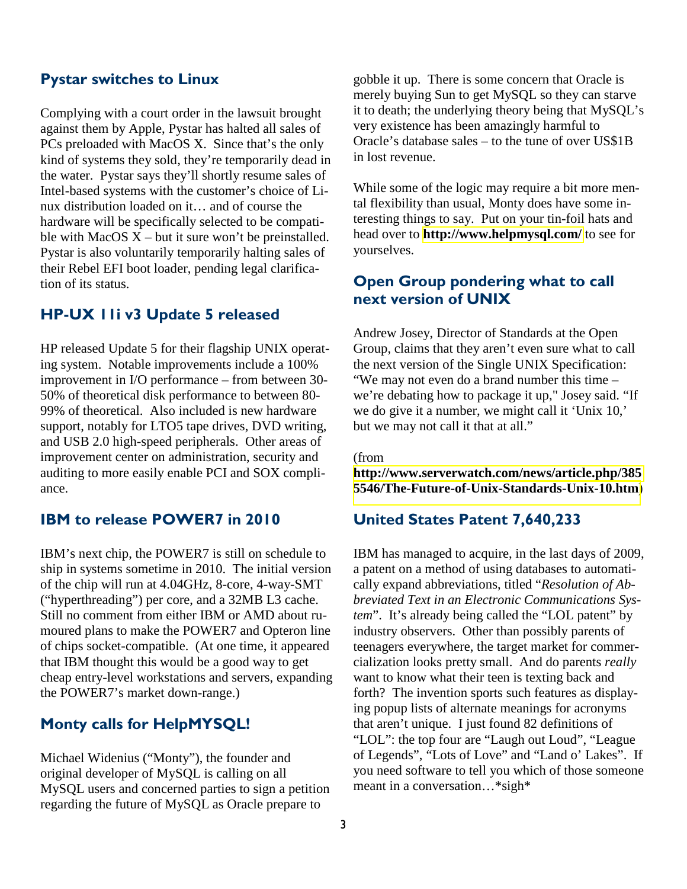## Pystar switches to Linux

Complying with a court order in the lawsuit brought against them by Apple, Pystar has halted all sales of PCs preloaded with MacOS X. Since that's the only kind of systems they sold, they're temporarily dead in the water. Pystar says they'll shortly resume sales of Intel-based systems with the customer's choice of Linux distribution loaded on it… and of course the hardware will be specifically selected to be compatible with MacOS X – but it sure won't be preinstalled. Pystar is also voluntarily temporarily halting sales of their Rebel EFI boot loader, pending legal clarification of its status.

## HP-UX 11i v3 Update 5 released

HP released Update 5 for their flagship UNIX operating system. Notable improvements include a 100% improvement in I/O performance – from between 30-50% of theoretical disk performance to between 80-99% of theoretical. Also included is new hardware support, notably for LTO5 tape drives, DVD writing, and USB 2.0 high-speed peripherals. Other areas of improvement center on administration, security and auditing to more easily enable PCI and SOX compliance.

## IBM to release POWER7 in 2010

IBM's next chip, the POWER7 is still on schedule to ship in systems sometime in 2010. The initial version of the chip will run at 4.04GHz, 8-core, 4-way-SMT ("hyperthreading") per core, and a 32MB L3 cache. Still no comment from either IBM or AMD about rumoured plans to make the POWER7 and Opteron line of chips socket-compatible. (At one time, it appeared that IBM thought this would be a good way to get cheap entry-level workstations and servers, expanding the POWER7's market down-range.)

## Monty calls for HelpMYSQL!

Michael Widenius ("Monty"), the founder and original developer of MySQL is calling on all MySQL users and concerned parties to sign a petition regarding the future of MySQL as Oracle prepare to gobble it up. There is some concern that Oracle is merely buying Sun to get MySQL so they can starve it to death; the underlying theory being that MySQL's very existence has been amazingly harmful to Oracle's database sales – to the tune of over US$1B in lost revenue.

While some of the logic may require a bit more mental flexibility than usual, Monty does have some interesting things to say. Put on your tin-foil hats and head over to **http://www.helpmysql.com/** to see for yourselves.

## Open Group pondering what to call next version of UNIX

Andrew Josey, Director of Standards at the Open Group, claims that they aren't even sure what to call the next version of the Single UNIX Specification: "We may not even do a brand number this time – we're debating how to package it up," Josey said. "If we do give it a number, we might call it 'Unix 10,' but we may not call it that at all."

(from **http://www.serverwatch.com/news/article.php/3855546/The-Future-of-Unix-Standards-Unix-10.htm**)

## United States Patent 7,640,233

IBM has managed to acquire, in the last days of 2009, a patent on a method of using databases to automatically expand abbreviations, titled "*Resolution of Abbreviated Text in an Electronic Communications System*". It's already being called the "LOL patent" by industry observers. Other than possibly parents of teenagers everywhere, the target market for commercialization looks pretty small. And do parents *really* want to know what their teen is texting back and forth? The invention sports such features as displaying popup lists of alternate meanings for acronyms that aren't unique. I just found 82 definitions of "LOL": the top four are "Laugh out Loud", "League of Legends", "Lots of Love" and "Land o' Lakes". If you need software to tell you which of those someone meant in a conversation…*sigh*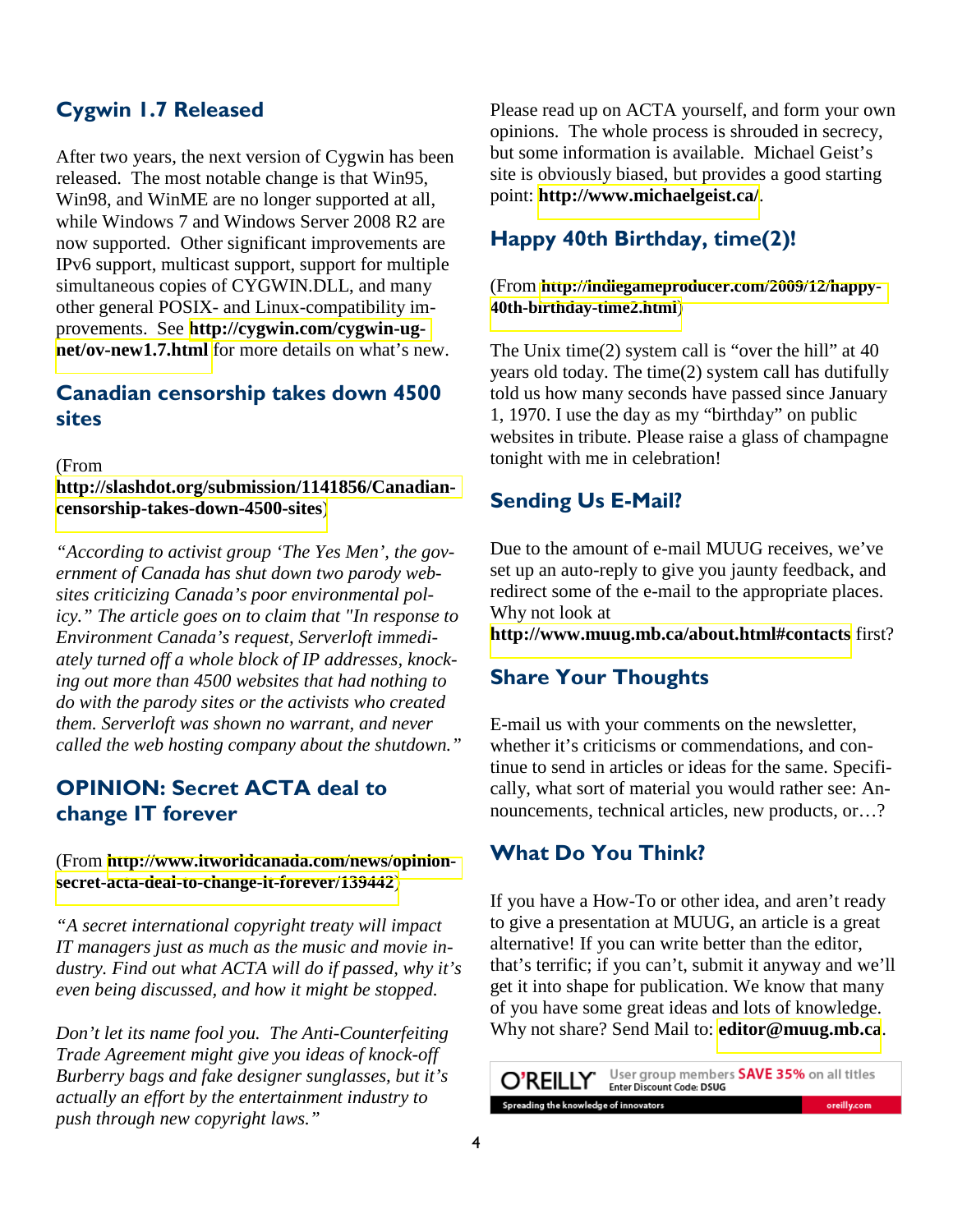## Cygwin 1.7 Released

After two years, the next version of Cygwin has been released. The most notable change is that Win95, Win98, and WinME are no longer supported at all, while Windows 7 and Windows Server 2008 R2 are now supported. Other significant improvements are IPv6 support, multicast support, support for multiple simultaneous copies of CYGWIN.DLL, and many other general POSIX- and Linux-compatibility improvements. See **http://cygwin.com/cygwin-ug-net/ov-new1.7.html** for more details on what's new.

## Canadian censorship takes down 4500 sites

(From **http://slashdot.org/submission/1141856/Canadian-censorship-takes-down-4500-sites**)

*"According to activist group 'The Yes Men', the government of Canada has shut down two parody websites criticizing Canada's poor environmental policy." The article goes on to claim that "In response to Environment Canada's request, Serverloft immediately turned off a whole block of IP addresses, knocking out more than 4500 websites that had nothing to do with the parody sites or the activists who created them. Serverloft was shown no warrant, and never called the web hosting company about the shutdown."*

## OPINION: Secret ACTA deal to change IT forever

(From **http://www.itworldcanada.com/news/opinion-secret-acta-deal-to-change-it-forever/139442**)

*"A secret international copyright treaty will impact IT managers just as much as the music and movie industry. Find out what ACTA will do if passed, why it's even being discussed, and how it might be stopped.*

*Don't let its name fool you. The Anti-Counterfeiting Trade Agreement might give you ideas of knock-off Burberry bags and fake designer sunglasses, but it's actually an effort by the entertainment industry to push through new copyright laws."*

Please read up on ACTA yourself, and form your own opinions. The whole process is shrouded in secrecy, but some information is available. Michael Geist's site is obviously biased, but provides a good starting point: **http://www.michaelgeist.ca/**.

## Happy 40th Birthday, time(2)!

(From **http://indiegameproducer.com/2009/12/happy-40th-birthday-time2.html**)

The Unix time(2) system call is "over the hill" at 40 years old today. The time(2) system call has dutifully told us how many seconds have passed since January 1, 1970. I use the day as my "birthday" on public websites in tribute. Please raise a glass of champagne tonight with me in celebration!

## Sending Us E-Mail?

Due to the amount of e-mail MUUG receives, we've set up an auto-reply to give you jaunty feedback, and redirect some of the e-mail to the appropriate places. Why not look at **http://www.muug.mb.ca/about.html#contacts** first?

## Share Your Thoughts

E-mail us with your comments on the newsletter, whether it's criticisms or commendations, and continue to send in articles or ideas for the same. Specifically, what sort of material you would rather see: Announcements, technical articles, new products, or…?

## What Do You Think?

If you have a How-To or other idea, and aren't ready to give a presentation at MUUG, an article is a great alternative! If you can write better than the editor, that's terrific; if you can't, submit it anyway and we'll get it into shape for publication. We know that many of you have some great ideas and lots of knowledge. Why not share? Send Mail to: **editor@muug.mb.ca**.

O'REILLY — User group members **SAVE 35%** on all titles
Enter Discount Code: DSUG
Spreading the knowledge of innovators — oreilly.com